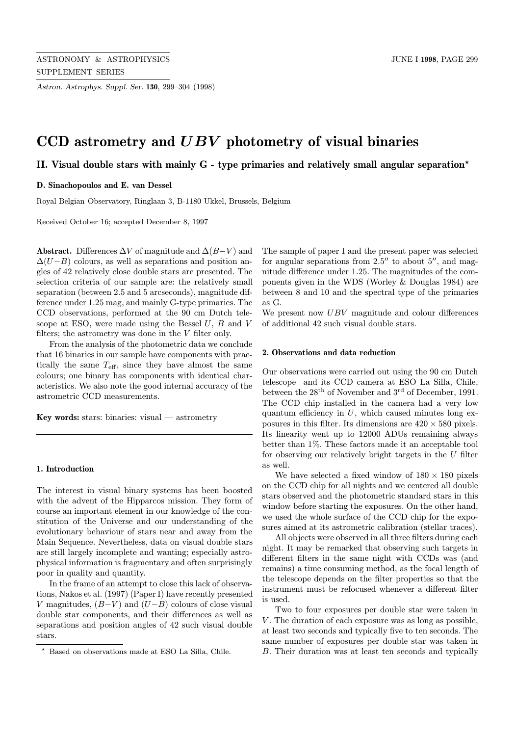# CCD astrometry and $UBV$ photometry of visual binaries

## II. Visual double stars with mainly G - type primaries and relatively small angular separation*

**D. Sinachopoulos and E. van Dessel**

Royal Belgian Observatory, Ringlaan 3, B-1180 Ukkel, Brussels, Belgium

Received October 16; accepted December 8, 1997

**Abstract.** Differences $\Delta V$ of magnitude and $\Delta(B-V)$ and $\Delta(U-B)$ colours, as well as separations and position angles of 42 relatively close double stars are presented. The selection criteria of our sample are: the relatively small separation (between 2.5 and 5 arcseconds), magnitude difference under 1.25 mag, and mainly G-type primaries. The CCD observations, performed at the 90 cm Dutch telescope at ESO, were made using the Bessel $U$, $B$ and $V$ filters; the astrometry was done in the $V$ filter only.

From the analysis of the photometric data we conclude that 16 binaries in our sample have components with practically the same $T_{\rm eff}$, since they have almost the same colours; one binary has components with identical characteristics. We also note the good internal accuracy of the astrometric CCD measurements.

**Key words:** stars: binaries: visual — astrometry

### 1. Introduction

The interest in visual binary systems has been boosted with the advent of the Hipparcos mission. They form of course an important element in our knowledge of the constitution of the Universe and our understanding of the evolutionary behaviour of stars near and away from the Main Sequence. Nevertheless, data on visual double stars are still largely incomplete and wanting; especially astrophysical information is fragmentary and often surprisingly poor in quality and quantity.

In the frame of an attempt to close this lack of observations, Nakos et al. (1997) (Paper I) have recently presented $V$ magnitudes, $(B-V)$ and $(U-B)$ colours of close visual double star components, and their differences as well as separations and position angles of 42 such visual double stars.

The sample of paper I and the present paper was selected for angular separations from $2.5''$ to about $5''$, and magnitude difference under 1.25. The magnitudes of the components given in the WDS (Worley & Douglas 1984) are between 8 and 10 and the spectral type of the primaries as G.

We present now $UBV$ magnitude and colour differences of additional 42 such visual double stars.

### 2. Observations and data reduction

Our observations were carried out using the 90 cm Dutch telescope and its CCD camera at ESO La Silla, Chile, between the 28[th] of November and 3[rd] of December, 1991. The CCD chip installed in the camera had a very low quantum efficiency in $U$, which caused minutes long exposures in this filter. Its dimensions are $420 \times 580$ pixels. Its linearity went up to 12000 ADUs remaining always better than 1%. These factors made it an acceptable tool for observing our relatively bright targets in the $U$ filter as well.

We have selected a fixed window of $180 \times 180$ pixels on the CCD chip for all nights and we centered all double stars observed and the photometric standard stars in this window before starting the exposures. On the other hand, we used the whole surface of the CCD chip for the exposures aimed at its astrometric calibration (stellar traces).

All objects were observed in all three filters during each night. It may be remarked that observing such targets in different filters in the same night with CCDs was (and remains) a time consuming method, as the focal length of the telescope depends on the filter properties so that the instrument must be refocused whenever a different filter is used.

Two to four exposures per double star were taken in $V$. The duration of each exposure was as long as possible, at least two seconds and typically five to ten seconds. The same number of exposures per double star was taken in $B$. Their duration was at least ten seconds and typically

* Based on observations made at ESO La Silla, Chile.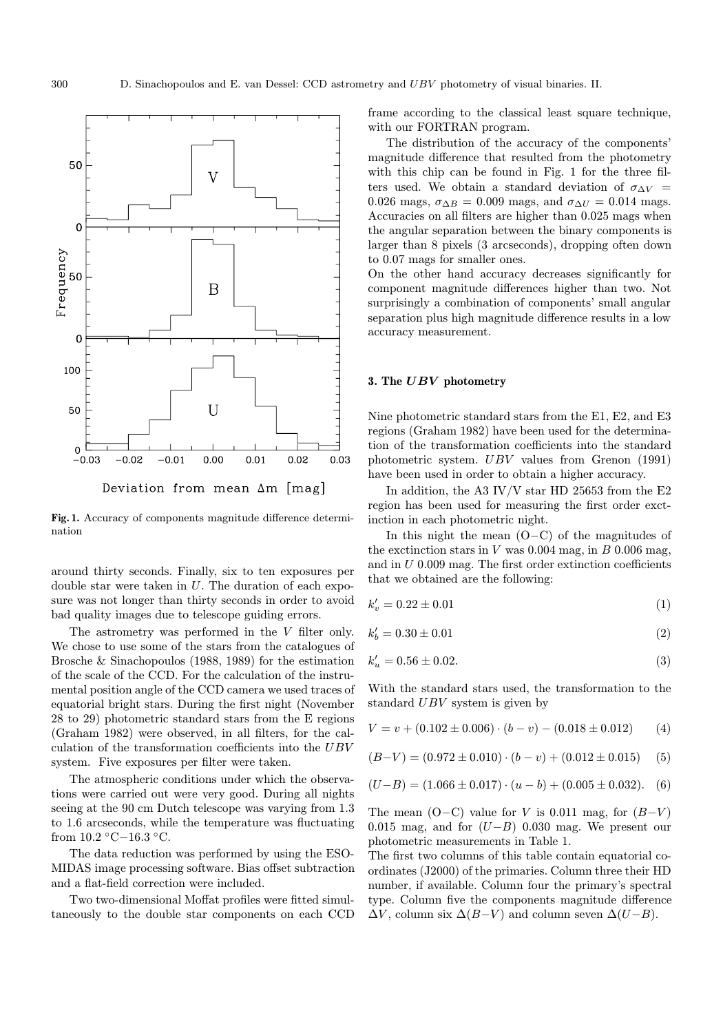**Fig. 1.** Accuracy of components magnitude difference determination

around thirty seconds. Finally, six to ten exposures per double star were taken in $U$. The duration of each exposure was not longer than thirty seconds in order to avoid bad quality images due to telescope guiding errors.

The astrometry was performed in the $V$ filter only. We chose to use some of the stars from the catalogues of Brosche & Sinachopoulos (1988, 1989) for the estimation of the scale of the CCD. For the calculation of the instrumental position angle of the CCD camera we used traces of equatorial bright stars. During the first night (November 28 to 29) photometric standard stars from the E regions (Graham 1982) were observed, in all filters, for the calculation of the transformation coefficients into the $UBV$ system. Five exposures per filter were taken.

The atmospheric conditions under which the observations were carried out were very good. During all nights seeing at the 90 cm Dutch telescope was varying from 1.3 to 1.6 arcseconds, while the temperature was fluctuating from 10.2 °C−16.3 °C.

The data reduction was performed by using the ESO-MIDAS image processing software. Bias offset subtraction and a flat-field correction were included.

Two two-dimensional Moffat profiles were fitted simultaneously to the double star components on each CCD frame according to the classical least square technique, with our FORTRAN program.

The distribution of the accuracy of the components' magnitude difference that resulted from the photometry with this chip can be found in Fig. 1 for the three filters used. We obtain a standard deviation of $\sigma_{\Delta V} = 0.026$ mags, $\sigma_{\Delta B} = 0.009$ mags, and $\sigma_{\Delta U} = 0.014$ mags. Accuracies on all filters are higher than 0.025 mags when the angular separation between the binary components is larger than 8 pixels (3 arcseconds), dropping often down to 0.07 mags for smaller ones.

On the other hand accuracy decreases significantly for component magnitude differences higher than two. Not surprisingly a combination of components' small angular separation plus high magnitude difference results in a low accuracy measurement.

## 3. The $UBV$ photometry

Nine photometric standard stars from the E1, E2, and E3 regions (Graham 1982) have been used for the determination of the transformation coefficients into the standard photometric system. $UBV$ values from Grenon (1991) have been used in order to obtain a higher accuracy.

In addition, the A3 IV/V star HD 25653 from the E2 region has been used for measuring the first order exctinction in each photometric night.

In this night the mean (O−C) of the magnitudes of the exctinction stars in $V$ was 0.004 mag, in $B$ 0.006 mag, and in $U$ 0.009 mag. The first order extinction coefficients that we obtained are the following:

$$k'_v = 0.22 \pm 0.01 \tag{1}$$

$$k'_b = 0.30 \pm 0.01 \tag{2}$$

$$k'_u = 0.56 \pm 0.02. \tag{3}$$

With the standard stars used, the transformation to the standard $UBV$ system is given by

$$V = v + (0.102 \pm 0.006) \cdot (b - v) - (0.018 \pm 0.012) \tag{4}$$

$$(B{-}V) = (0.972 \pm 0.010) \cdot (b - v) + (0.012 \pm 0.015) \tag{5}$$

$$(U{-}B) = (1.066 \pm 0.017) \cdot (u - b) + (0.005 \pm 0.032). \tag{6}$$

The mean (O−C) value for $V$ is 0.011 mag, for $(B{-}V)$ 0.015 mag, and for $(U{-}B)$ 0.030 mag. We present our photometric measurements in Table 1.

The first two columns of this table contain equatorial coordinates (J2000) of the primaries. Column three their HD number, if available. Column four the primary's spectral type. Column five the components magnitude difference $\Delta V$, column six $\Delta(B{-}V)$ and column seven $\Delta(U{-}B)$.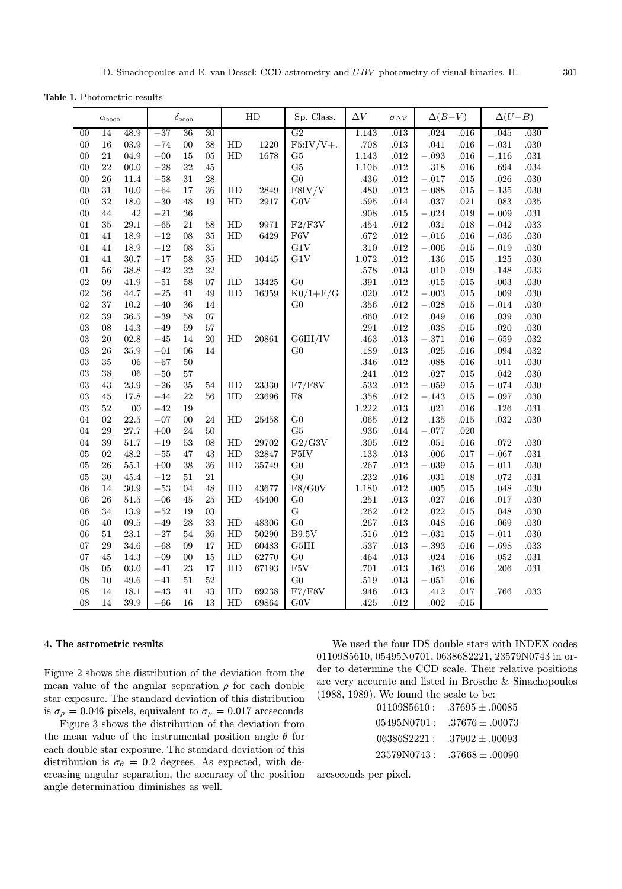**Table 1.** Photometric results

| $\alpha_{2000}$ | | | $\delta_{2000}$ | | | HD | | Sp. Class. | $\Delta V$ | $\sigma_{\Delta V}$ | $\Delta(B-V)$ | | $\Delta(U-B)$ | |
|---|---|---|---|---|---|---|---|---|---|---|---|---|---|---|
| 00 | 14 | 48.9 | −37 | 36 | 30 | | | G2 | 1.143 | .013 | .024 | .016 | .045 | .030 |
| 00 | 16 | 03.9 | −74 | 00 | 38 | HD | 1220 | F5:IV/V+. | .708 | .013 | .041 | .016 | −.031 | .030 |
| 00 | 21 | 04.9 | −00 | 15 | 05 | HD | 1678 | G5 | 1.143 | .012 | −.093 | .016 | −.116 | .031 |
| 00 | 22 | 00.0 | −28 | 22 | 45 | | | G5 | 1.106 | .012 | .318 | .016 | .694 | .034 |
| 00 | 26 | 11.4 | −58 | 31 | 28 | | | G0 | .436 | .012 | −.017 | .015 | .026 | .030 |
| 00 | 31 | 10.0 | −64 | 17 | 36 | HD | 2849 | F8IV/V | .480 | .012 | −.088 | .015 | −.135 | .030 |
| 00 | 32 | 18.0 | −30 | 48 | 19 | HD | 2917 | G0V | .595 | .014 | .037 | .021 | .083 | .035 |
| 00 | 44 | 42 | −21 | 36 | | | | | .908 | .015 | −.024 | .019 | −.009 | .031 |
| 01 | 35 | 29.1 | −65 | 21 | 58 | HD | 9971 | F2/F3V | .454 | .012 | .031 | .018 | −.042 | .033 |
| 01 | 41 | 18.9 | −12 | 08 | 35 | HD | 6429 | F6V | .672 | .012 | −.016 | .016 | −.036 | .030 |
| 01 | 41 | 18.9 | −12 | 08 | 35 | | | G1V | .310 | .012 | −.006 | .015 | −.019 | .030 |
| 01 | 41 | 30.7 | −17 | 58 | 35 | HD | 10445 | G1V | 1.072 | .012 | .136 | .015 | .125 | .030 |
| 01 | 56 | 38.8 | −42 | 22 | 22 | | | | .578 | .013 | .010 | .019 | .148 | .033 |
| 02 | 09 | 41.9 | −51 | 58 | 07 | HD | 13425 | G0 | .391 | .012 | .015 | .015 | .003 | .030 |
| 02 | 36 | 44.7 | −25 | 41 | 49 | HD | 16359 | K0/1+F/G | .020 | .012 | −.003 | .015 | .009 | .030 |
| 02 | 37 | 10.2 | −40 | 36 | 14 | | | G0 | .356 | .012 | −.028 | .015 | −.014 | .030 |
| 02 | 39 | 36.5 | −39 | 58 | 07 | | | | .660 | .012 | .049 | .016 | .039 | .030 |
| 03 | 08 | 14.3 | −49 | 59 | 57 | | | | .291 | .012 | .038 | .015 | .020 | .030 |
| 03 | 20 | 02.8 | −45 | 14 | 20 | HD | 20861 | G6III/IV | .463 | .013 | −.371 | .016 | −.659 | .032 |
| 03 | 26 | 35.9 | −01 | 06 | 14 | | | G0 | .189 | .013 | .025 | .016 | .094 | .032 |
| 03 | 35 | 06 | −67 | 50 | | | | | .346 | .012 | .088 | .016 | .011 | .030 |
| 03 | 38 | 06 | −50 | 57 | | | | | .241 | .012 | .027 | .015 | .042 | .030 |
| 03 | 43 | 23.9 | −26 | 35 | 54 | HD | 23330 | F7/F8V | .532 | .012 | −.059 | .015 | −.074 | .030 |
| 03 | 45 | 17.8 | −44 | 22 | 56 | HD | 23696 | F8 | .358 | .012 | −.143 | .015 | −.097 | .030 |
| 03 | 52 | 00 | −42 | 19 | | | | | 1.222 | .013 | .021 | .016 | .126 | .031 |
| 04 | 02 | 22.5 | −07 | 00 | 24 | HD | 25458 | G0 | .065 | .012 | .135 | .015 | .032 | .030 |
| 04 | 29 | 27.7 | +00 | 24 | 50 | | | G5 | .936 | .014 | −.077 | .020 | | |
| 04 | 39 | 51.7 | −19 | 53 | 08 | HD | 29702 | G2/G3V | .305 | .012 | .051 | .016 | .072 | .030 |
| 05 | 02 | 48.2 | −55 | 47 | 43 | HD | 32847 | F5IV | .133 | .013 | .006 | .017 | −.067 | .031 |
| 05 | 26 | 55.1 | +00 | 38 | 36 | HD | 35749 | G0 | .267 | .012 | −.039 | .015 | −.011 | .030 |
| 05 | 30 | 45.4 | −12 | 51 | 21 | | | G0 | .232 | .016 | .031 | .018 | .072 | .031 |
| 06 | 14 | 30.9 | −53 | 04 | 48 | HD | 43677 | F8/G0V | 1.180 | .012 | .005 | .015 | .048 | .030 |
| 06 | 26 | 51.5 | −06 | 45 | 25 | HD | 45400 | G0 | .251 | .013 | .027 | .016 | .017 | .030 |
| 06 | 34 | 13.9 | −52 | 19 | 03 | | | G | .262 | .012 | .022 | .015 | .048 | .030 |
| 06 | 40 | 09.5 | −49 | 28 | 33 | HD | 48306 | G0 | .267 | .013 | .048 | .016 | .069 | .030 |
| 06 | 51 | 23.1 | −27 | 54 | 36 | HD | 50290 | B9.5V | .516 | .012 | −.031 | .015 | −.011 | .030 |
| 07 | 29 | 34.6 | −68 | 09 | 17 | HD | 60483 | G5III | .537 | .013 | −.393 | .016 | −.698 | .033 |
| 07 | 45 | 14.3 | −09 | 00 | 15 | HD | 62770 | G0 | .464 | .013 | .024 | .016 | .052 | .031 |
| 08 | 05 | 03.0 | −41 | 23 | 17 | HD | 67193 | F5V | .701 | .013 | .163 | .016 | .206 | .031 |
| 08 | 10 | 49.6 | −41 | 51 | 52 | | | G0 | .519 | .013 | −.051 | .016 | | |
| 08 | 14 | 18.1 | −43 | 41 | 43 | HD | 69238 | F7/F8V | .946 | .013 | .412 | .017 | .766 | .033 |
| 08 | 14 | 39.9 | −66 | 16 | 13 | HD | 69864 | G0V | .425 | .012 | .002 | .015 | | |

#### 4. The astrometric results

Figure 2 shows the distribution of the deviation from the mean value of the angular separation $\rho$ for each double star exposure. The standard deviation of this distribution is $\sigma_\rho = 0.046$ pixels, equivalent to $\sigma_\rho = 0.017$ arcseconds

Figure 3 shows the distribution of the deviation from the mean value of the instrumental position angle $\theta$ for each double star exposure. The standard deviation of this distribution is $\sigma_\theta = 0.2$ degrees. As expected, with decreasing angular separation, the accuracy of the position angle determination diminishes as well.

We used the four IDS double stars with INDEX codes 01109S5610, 05495N0701, 06386S2221, 23579N0743 in order to determine the CCD scale. Their relative positions are very accurate and listed in Brosche & Sinachopoulos (1988, 1989). We found the scale to be:

$$
\begin{aligned}
01109\text{S}5610: &\quad .37695 \pm .00085 \\
05495\text{N}0701: &\quad .37676 \pm .00073 \\
06386\text{S}2221: &\quad .37902 \pm .00093 \\
23579\text{N}0743: &\quad .37668 \pm .00090
\end{aligned}
$$

arcseconds per pixel.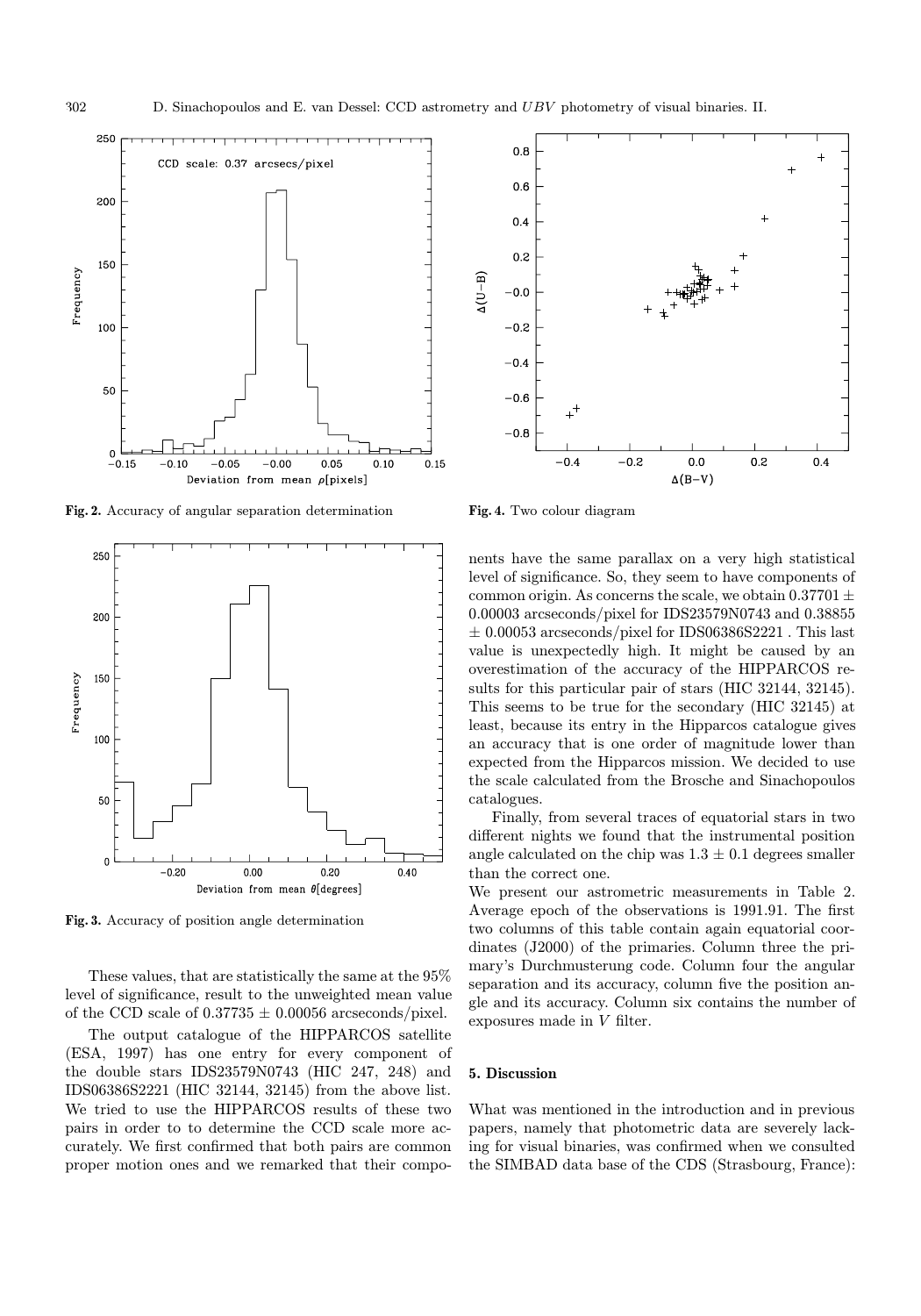Fig. 2. Accuracy of angular separation determination

Fig. 3. Accuracy of position angle determination

These values, that are statistically the same at the 95% level of significance, result to the unweighted mean value of the CCD scale of $0.37735 \pm 0.00056$ arcseconds/pixel.

The output catalogue of the HIPPARCOS satellite (ESA, 1997) has one entry for every component of the double stars IDS23579N0743 (HIC 247, 248) and IDS06386S2221 (HIC 32144, 32145) from the above list. We tried to use the HIPPARCOS results of these two pairs in order to to determine the CCD scale more accurately. We first confirmed that both pairs are common proper motion ones and we remarked that their components have the same parallax on a very high statistical level of significance. So, they seem to have components of common origin. As concerns the scale, we obtain $0.37701 \pm 0.00003$ arcseconds/pixel for IDS23579N0743 and $0.38855 \pm 0.00053$ arcseconds/pixel for IDS06386S2221 . This last value is unexpectedly high. It might be caused by an overestimation of the accuracy of the HIPPARCOS results for this particular pair of stars (HIC 32144, 32145). This seems to be true for the secondary (HIC 32145) at least, because its entry in the Hipparcos catalogue gives an accuracy that is one order of magnitude lower than expected from the Hipparcos mission. We decided to use the scale calculated from the Brosche and Sinachopoulos catalogues.

Fig. 4. Two colour diagram

Finally, from several traces of equatorial stars in two different nights we found that the instrumental position angle calculated on the chip was $1.3 \pm 0.1$ degrees smaller than the correct one.

We present our astrometric measurements in Table 2. Average epoch of the observations is 1991.91. The first two columns of this table contain again equatorial coordinates (J2000) of the primaries. Column three the primary's Durchmusterung code. Column four the angular separation and its accuracy, column five the position angle and its accuracy. Column six contains the number of exposures made in $V$ filter.

## 5. Discussion

What was mentioned in the introduction and in previous papers, namely that photometric data are severely lacking for visual binaries, was confirmed when we consulted the SIMBAD data base of the CDS (Strasbourg, France):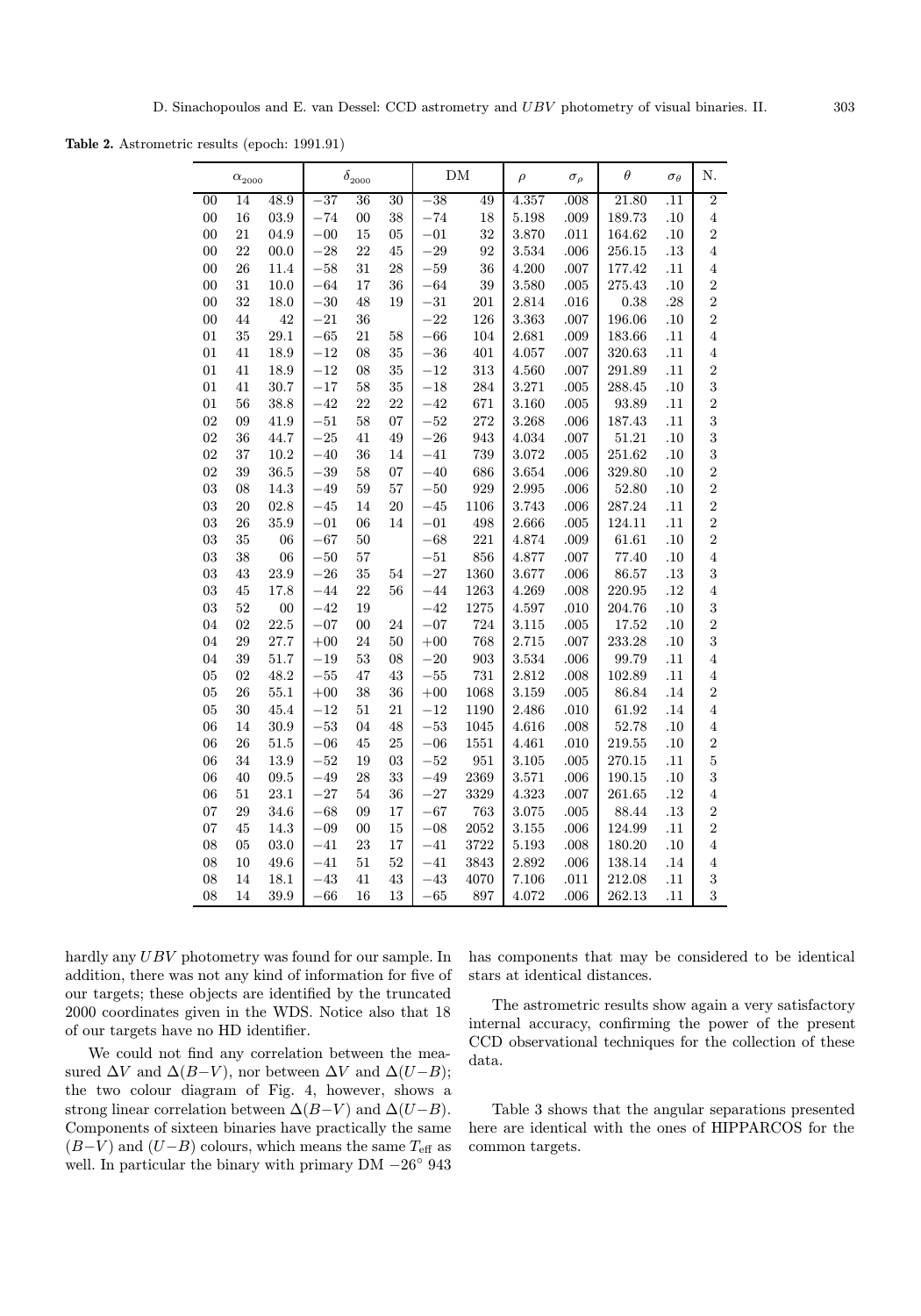**Table 2.** Astrometric results (epoch: 1991.91)

| $\alpha_{2000}$ | | | $\delta_{2000}$ | | | DM | | $\rho$ | $\sigma_\rho$ | $\theta$ | $\sigma_\theta$ | N. |
|---|---|---|---|---|---|---|---|---|---|---|---|---|
| 00 | 14 | 48.9 | −37 | 36 | 30 | −38 | 49 | 4.357 | .008 | 21.80 | .11 | 2 |
| 00 | 16 | 03.9 | −74 | 00 | 38 | −74 | 18 | 5.198 | .009 | 189.73 | .10 | 4 |
| 00 | 21 | 04.9 | −00 | 15 | 05 | −01 | 32 | 3.870 | .011 | 164.62 | .10 | 2 |
| 00 | 22 | 00.0 | −28 | 22 | 45 | −29 | 92 | 3.534 | .006 | 256.15 | .13 | 4 |
| 00 | 26 | 11.4 | −58 | 31 | 28 | −59 | 36 | 4.200 | .007 | 177.42 | .11 | 4 |
| 00 | 31 | 10.0 | −64 | 17 | 36 | −64 | 39 | 3.580 | .005 | 275.43 | .10 | 2 |
| 00 | 32 | 18.0 | −30 | 48 | 19 | −31 | 201 | 2.814 | .016 | 0.38 | .28 | 2 |
| 00 | 44 | 42 | −21 | 36 | | −22 | 126 | 3.363 | .007 | 196.06 | .10 | 2 |
| 01 | 35 | 29.1 | −65 | 21 | 58 | −66 | 104 | 2.681 | .009 | 183.66 | .11 | 4 |
| 01 | 41 | 18.9 | −12 | 08 | 35 | −36 | 401 | 4.057 | .007 | 320.63 | .11 | 4 |
| 01 | 41 | 18.9 | −12 | 08 | 35 | −12 | 313 | 4.560 | .007 | 291.89 | .11 | 2 |
| 01 | 41 | 30.7 | −17 | 58 | 35 | −18 | 284 | 3.271 | .005 | 288.45 | .10 | 3 |
| 01 | 56 | 38.8 | −42 | 22 | 22 | −42 | 671 | 3.160 | .005 | 93.89 | .11 | 2 |
| 02 | 09 | 41.9 | −51 | 58 | 07 | −52 | 272 | 3.268 | .006 | 187.43 | .11 | 3 |
| 02 | 36 | 44.7 | −25 | 41 | 49 | −26 | 943 | 4.034 | .007 | 51.21 | .10 | 3 |
| 02 | 37 | 10.2 | −40 | 36 | 14 | −41 | 739 | 3.072 | .005 | 251.62 | .10 | 3 |
| 02 | 39 | 36.5 | −39 | 58 | 07 | −40 | 686 | 3.654 | .006 | 329.80 | .10 | 2 |
| 03 | 08 | 14.3 | −49 | 59 | 57 | −50 | 929 | 2.995 | .006 | 52.80 | .10 | 2 |
| 03 | 20 | 02.8 | −45 | 14 | 20 | −45 | 1106 | 3.743 | .006 | 287.24 | .11 | 2 |
| 03 | 26 | 35.9 | −01 | 06 | 14 | −01 | 498 | 2.666 | .005 | 124.11 | .11 | 2 |
| 03 | 35 | 06 | −67 | 50 | | −68 | 221 | 4.874 | .009 | 61.61 | .10 | 2 |
| 03 | 38 | 06 | −50 | 57 | | −51 | 856 | 4.877 | .007 | 77.40 | .10 | 4 |
| 03 | 43 | 23.9 | −26 | 35 | 54 | −27 | 1360 | 3.677 | .006 | 86.57 | .13 | 3 |
| 03 | 45 | 17.8 | −44 | 22 | 56 | −44 | 1263 | 4.269 | .008 | 220.95 | .12 | 4 |
| 03 | 52 | 00 | −42 | 19 | | −42 | 1275 | 4.597 | .010 | 204.76 | .10 | 3 |
| 04 | 02 | 22.5 | −07 | 00 | 24 | −07 | 724 | 3.115 | .005 | 17.52 | .10 | 2 |
| 04 | 29 | 27.7 | +00 | 24 | 50 | +00 | 768 | 2.715 | .007 | 233.28 | .10 | 3 |
| 04 | 39 | 51.7 | −19 | 53 | 08 | −20 | 903 | 3.534 | .006 | 99.79 | .11 | 4 |
| 05 | 02 | 48.2 | −55 | 47 | 43 | −55 | 731 | 2.812 | .008 | 102.89 | .11 | 4 |
| 05 | 26 | 55.1 | +00 | 38 | 36 | +00 | 1068 | 3.159 | .005 | 86.84 | .14 | 2 |
| 05 | 30 | 45.4 | −12 | 51 | 21 | −12 | 1190 | 2.486 | .010 | 61.92 | .14 | 4 |
| 06 | 14 | 30.9 | −53 | 04 | 48 | −53 | 1045 | 4.616 | .008 | 52.78 | .10 | 4 |
| 06 | 26 | 51.5 | −06 | 45 | 25 | −06 | 1551 | 4.461 | .010 | 219.55 | .10 | 2 |
| 06 | 34 | 13.9 | −52 | 19 | 03 | −52 | 951 | 3.105 | .005 | 270.15 | .11 | 5 |
| 06 | 40 | 09.5 | −49 | 28 | 33 | −49 | 2369 | 3.571 | .006 | 190.15 | .10 | 3 |
| 06 | 51 | 23.1 | −27 | 54 | 36 | −27 | 3329 | 4.323 | .007 | 261.65 | .12 | 4 |
| 07 | 29 | 34.6 | −68 | 09 | 17 | −67 | 763 | 3.075 | .005 | 88.44 | .13 | 2 |
| 07 | 45 | 14.3 | −09 | 00 | 15 | −08 | 2052 | 3.155 | .006 | 124.99 | .11 | 2 |
| 08 | 05 | 03.0 | −41 | 23 | 17 | −41 | 3722 | 5.193 | .008 | 180.20 | .10 | 4 |
| 08 | 10 | 49.6 | −41 | 51 | 52 | −41 | 3843 | 2.892 | .006 | 138.14 | .14 | 4 |
| 08 | 14 | 18.1 | −43 | 41 | 43 | −43 | 4070 | 7.106 | .011 | 212.08 | .11 | 3 |
| 08 | 14 | 39.9 | −66 | 16 | 13 | −65 | 897 | 4.072 | .006 | 262.13 | .11 | 3 |

hardly any $UBV$ photometry was found for our sample. In addition, there was not any kind of information for five of our targets; these objects are identified by the truncated 2000 coordinates given in the WDS. Notice also that 18 of our targets have no HD identifier.

We could not find any correlation between the measured $\Delta V$ and $\Delta(B-V)$, nor between $\Delta V$ and $\Delta(U-B)$; the two colour diagram of Fig. 4, however, shows a strong linear correlation between $\Delta(B-V)$ and $\Delta(U-B)$. Components of sixteen binaries have practically the same $(B-V)$ and $(U-B)$ colours, which means the same $T_{\rm eff}$ as well. In particular the binary with primary DM $-26^\circ$ 943 has components that may be considered to be identical stars at identical distances.

The astrometric results show again a very satisfactory internal accuracy, confirming the power of the present CCD observational techniques for the collection of these data.

Table 3 shows that the angular separations presented here are identical with the ones of HIPPARCOS for the common targets.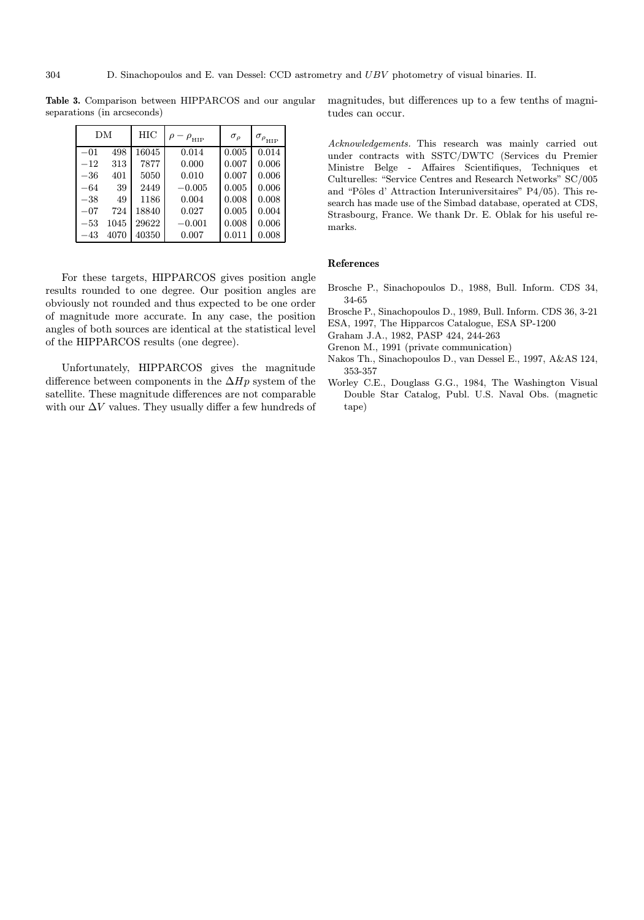**Table 3.** Comparison between HIPPARCOS and our angular separations (in arcseconds)

| DM | | HIC | $\rho - \rho_{\rm HIP}$ | $\sigma_\rho$ | $\sigma_{\rho_{\rm HIP}}$ |
|---|---|---|---|---|---|
| −01 | 498 | 16045 | 0.014 | 0.005 | 0.014 |
| −12 | 313 | 7877 | 0.000 | 0.007 | 0.006 |
| −36 | 401 | 5050 | 0.010 | 0.007 | 0.006 |
| −64 | 39 | 2449 | −0.005 | 0.005 | 0.006 |
| −38 | 49 | 1186 | 0.004 | 0.008 | 0.008 |
| −07 | 724 | 18840 | 0.027 | 0.005 | 0.004 |
| −53 | 1045 | 29622 | −0.001 | 0.008 | 0.006 |
| −43 | 4070 | 40350 | 0.007 | 0.011 | 0.008 |

For these targets, HIPPARCOS gives position angle results rounded to one degree. Our position angles are obviously not rounded and thus expected to be one order of magnitude more accurate. In any case, the position angles of both sources are identical at the statistical level of the HIPPARCOS results (one degree).

Unfortunately, HIPPARCOS gives the magnitude difference between components in the $\Delta Hp$ system of the satellite. These magnitude differences are not comparable with our $\Delta V$ values. They usually differ a few hundreds of magnitudes, but differences up to a few tenths of magnitudes can occur.

*Acknowledgements.* This research was mainly carried out under contracts with SSTC/DWTC (Services du Premier Ministre Belge - Affaires Scientifiques, Techniques et Culturelles: "Service Centres and Research Networks" SC/005 and "Pôles d' Attraction Interuniversitaires" P4/05). This research has made use of the Simbad database, operated at CDS, Strasbourg, France. We thank Dr. E. Oblak for his useful remarks.

## References

Brosche P., Sinachopoulos D., 1988, Bull. Inform. CDS 34, 34-65

Brosche P., Sinachopoulos D., 1989, Bull. Inform. CDS 36, 3-21

ESA, 1997, The Hipparcos Catalogue, ESA SP-1200

Graham J.A., 1982, PASP 424, 244-263

Grenon M., 1991 (private communication)

Nakos Th., Sinachopoulos D., van Dessel E., 1997, A&AS 124, 353-357

Worley C.E., Douglass G.G., 1984, The Washington Visual Double Star Catalog, Publ. U.S. Naval Obs. (magnetic tape)